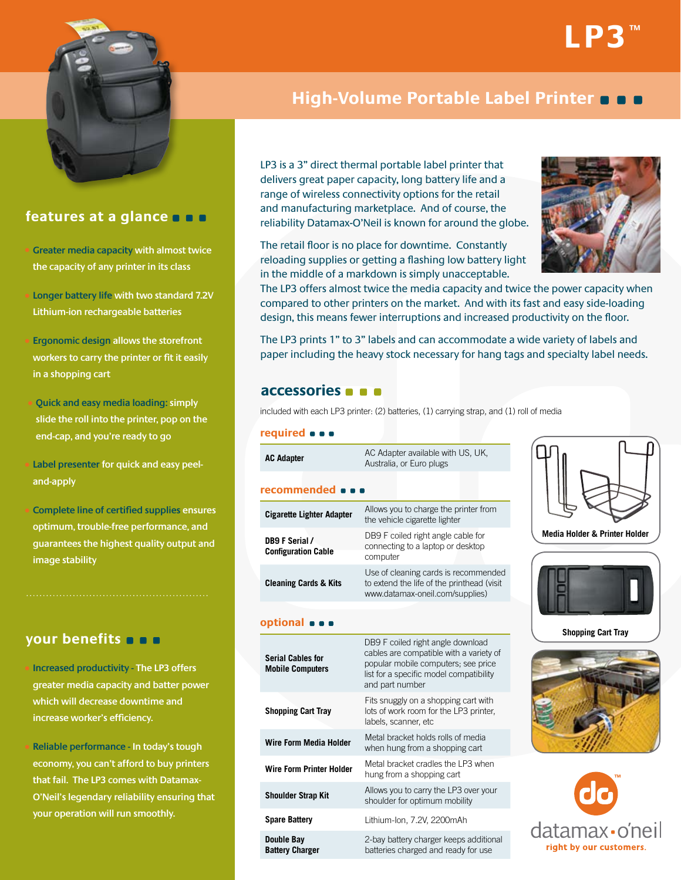# LP3™

## High-Volume Portable Label Printer

LP3 is a 3" direct thermal portable label printer that delivers great paper capacity, long battery life and a range of wireless connectivity options for the retail and manufacturing marketplace. And of course, the reliability Datamax-O'Neil is known for around the globe.

The retail floor is no place for downtime. Constantly reloading supplies or getting a flashing low battery light in the middle of a markdown is simply unacceptable. The LP3 offers almost twice the media capacity and twice the power capacity when compared to other printers on the market. And with its fast and easy side-loading design, this means fewer interruptions and increased productivity on the floor.

The LP3 prints 1" to 3" labels and can accommodate a wide variety of labels and paper including the heavy stock necessary for hang tags and specialty label needs.

## features at a glance

- **Greater media capacity** with almost twice the capacity of any printer in its class
- **Longer battery life** with two standard 7.2V Lithium-ion rechargeable batteries
- **Ergonomic design** allows the storefront workers to carry the printer or fit it easily in a shopping cart
- **Quick and easy media loading:** simply slide the roll into the printer, pop on the end-cap, and you're ready to go
- **Label presenter** for quick and easy peel-and-apply
- **Complete line of certified supplies** ensures optimum, trouble-free performance, and guarantees the highest quality output and image stability

## your benefits

- **Increased productivity** - The LP3 offers greater media capacity and batter power which will decrease downtime and increase worker's efficiency.
- **Reliable performance** - In today's tough economy, you can't afford to buy printers that fail. The LP3 comes with Datamax-O'Neil's legendary reliability ensuring that your operation will run smoothly.

## accessories

included with each LP3 printer: (2) batteries, (1) carrying strap, and (1) roll of media

### required

| | |
|---|---|
| **AC Adapter** | AC Adapter available with US, UK, Australia, or Euro plugs |

### recommended

| | |
|---|---|
| **Cigarette Lighter Adapter** | Allows you to charge the printer from the vehicle cigarette lighter |
| **DB9 F Serial / Configuration Cable** | DB9 F coiled right angle cable for connecting to a laptop or desktop computer |
| **Cleaning Cards & Kits** | Use of cleaning cards is recommended to extend the life of the printhead (visit www.datamax-oneil.com/supplies) |

### optional

| | |
|---|---|
| **Serial Cables for Mobile Computers** | DB9 F coiled right angle download cables are compatible with a variety of popular mobile computers; see price list for a specific model compatibility and part number |
| **Shopping Cart Tray** | Fits snuggly on a shopping cart with lots of work room for the LP3 printer, labels, scanner, etc |
| **Wire Form Media Holder** | Metal bracket holds rolls of media when hung from a shopping cart |
| **Wire Form Printer Holder** | Metal bracket cradles the LP3 when hung from a shopping cart |
| **Shoulder Strap Kit** | Allows you to carry the LP3 over your shoulder for optimum mobility |
| **Spare Battery** | Lithium-Ion, 7.2V, 2200mAh |
| **Double Bay Battery Charger** | 2-bay battery charger keeps additional batteries charged and ready for use |

Media Holder & Printer Holder

Shopping Cart Tray

datamax·o'neil™ right by our customers.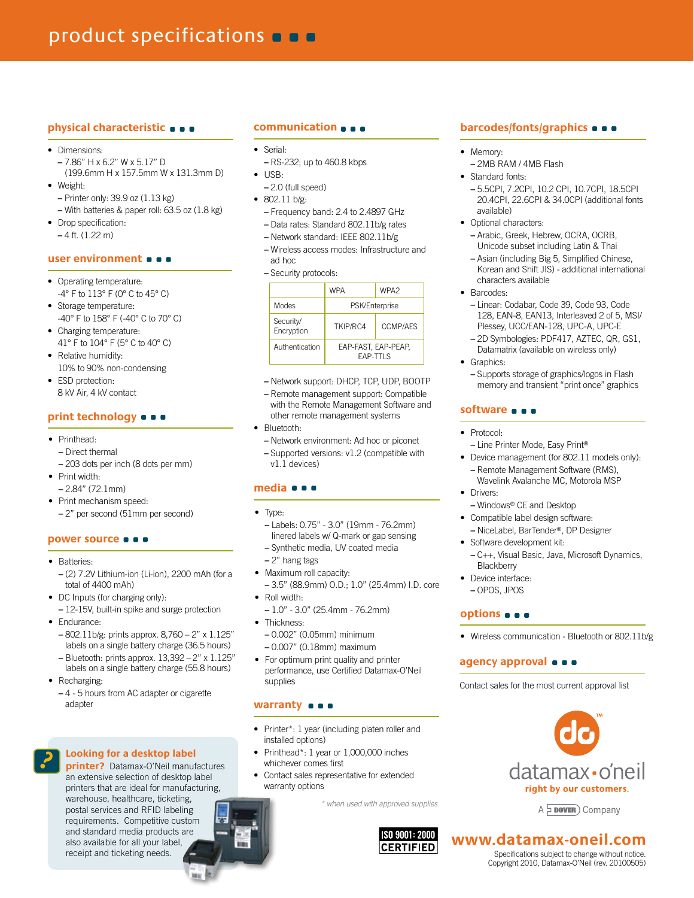# product specifications

## physical characteristic

- Dimensions:
  - 7.86" H x 6.2" W x 5.17" D (199.6mm H x 157.5mm W x 131.3mm D)
- Weight:
  - Printer only: 39.9 oz (1.13 kg)
  - With batteries & paper roll: 63.5 oz (1.8 kg)
- Drop specification:
  - 4 ft. (1.22 m)

## user environment

- Operating temperature: -4° F to 113° F (0° C to 45° C)
- Storage temperature: -40° F to 158° F (-40° C to 70° C)
- Charging temperature: 41° F to 104° F (5° C to 40° C)
- Relative humidity: 10% to 90% non-condensing
- ESD protection: 8 kV Air, 4 kV contact

## print technology

- Printhead:
  - Direct thermal
  - 203 dots per inch (8 dots per mm)
- Print width:
  - 2.84" (72.1mm)
- Print mechanism speed:
  - 2" per second (51mm per second)

## power source

- Batteries:
  - (2) 7.2V Lithium-ion (Li-ion), 2200 mAh (for a total of 4400 mAh)
- DC Inputs (for charging only):
  - 12-15V, built-in spike and surge protection
- Endurance:
  - 802.11b/g: prints approx. 8,760 – 2" x 1.125" labels on a single battery charge (36.5 hours)
  - Bluetooth: prints approx. 13,392 – 2" x 1.125" labels on a single battery charge (55.8 hours)
- Recharging:
  - 4 - 5 hours from AC adapter or cigarette adapter

**Looking for a desktop label printer?** Datamax-O'Neil manufactures an extensive selection of desktop label printers that are ideal for manufacturing, warehouse, healthcare, ticketing, postal services and RFID labeling requirements. Competitive custom and standard media products are also available for all your label, receipt and ticketing needs.

## communication

- Serial:
  - RS-232; up to 460.8 kbps
- USB:
  - 2.0 (full speed)
- 802.11 b/g:
  - Frequency band: 2.4 to 2.4897 GHz
  - Data rates: Standard 802.11b/g rates
  - Network standard: IEEE 802.11b/g
  - Wireless access modes: Infrastructure and ad hoc
  - Security protocols:

| | WPA | WPA2 |
|---|---|---|
| Modes | PSK/Enterprise | |
| Security/ Encryption | TKIP/RC4 | CCMP/AES |
| Authentication | EAP-FAST, EAP-PEAP, EAP-TTLS | |

  - Network support: DHCP, TCP, UDP, BOOTP
  - Remote management support: Compatible with the Remote Management Software and other remote management systems
- Bluetooth:
  - Network environment: Ad hoc or piconet
  - Supported versions: v1.2 (compatible with v1.1 devices)

## media

- Type:
  - Labels: 0.75" - 3.0" (19mm - 76.2mm) linered labels w/ Q-mark or gap sensing
  - Synthetic media, UV coated media
  - 2" hang tags
- Maximum roll capacity:
  - 3.5" (88.9mm) O.D.; 1.0" (25.4mm) I.D. core
- Roll width:
  - 1.0" - 3.0" (25.4mm - 76.2mm)
- Thickness:
  - 0.002" (0.05mm) minimum
  - 0.007" (0.18mm) maximum
- For optimum print quality and printer performance, use Certified Datamax-O'Neil supplies

## warranty

- Printer*: 1 year (including platen roller and installed options)
- Printhead*: 1 year or 1,000,000 inches whichever comes first
- Contact sales representative for extended warranty options

*\* when used with approved supplies*

ISO 9001: 2000 CERTIFIED

## barcodes/fonts/graphics

- Memory:
  - 2MB RAM / 4MB Flash
- Standard fonts:
  - 5.5CPI, 7.2CPI, 10.2 CPI, 10.7CPI, 18.5CPI 20.4CPI, 22.6CPI & 34.0CPI (additional fonts available)
- Optional characters:
  - Arabic, Greek, Hebrew, OCRA, OCRB, Unicode subset including Latin & Thai
  - Asian (including Big 5, Simplified Chinese, Korean and Shift JIS) - additional international characters available
- Barcodes:
  - Linear: Codabar, Code 39, Code 93, Code 128, EAN-8, EAN13, Interleaved 2 of 5, MSI/ Plessey, UCC/EAN-128, UPC-A, UPC-E
  - 2D Symbologies: PDF417, AZTEC, QR, GS1, Datamatrix (available on wireless only)
- Graphics:
  - Supports storage of graphics/logos in Flash memory and transient "print once" graphics

## software

- Protocol:
  - Line Printer Mode, Easy Print®
- Device management (for 802.11 models only):
  - Remote Management Software (RMS), Wavelink Avalanche MC, Motorola MSP
- Drivers:
  - Windows® CE and Desktop
- Compatible label design software:
  - NiceLabel, BarTender®, DP Designer
- Software development kit:
  - C++, Visual Basic, Java, Microsoft Dynamics, Blackberry
- Device interface:
  - OPOS, JPOS

## options

- Wireless communication - Bluetooth or 802.11b/g

## agency approval

Contact sales for the most current approval list

datamax•o'neil
right by our customers.
A DOVER Company

**www.datamax-oneil.com**
Specifications subject to change without notice.
Copyright 2010, Datamax-O'Neil (rev. 20100505)